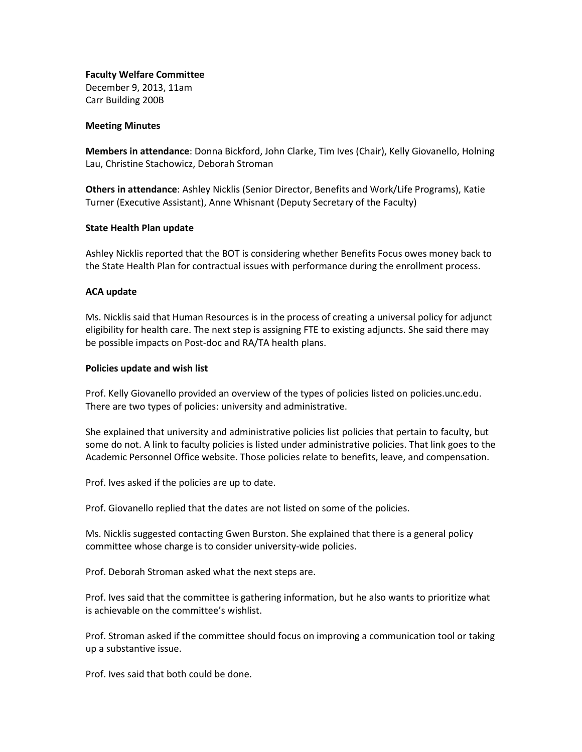**Faculty Welfare Committee**
December 9, 2013, 11am
Carr Building 200B

**Meeting Minutes**

**Members in attendance**: Donna Bickford, John Clarke, Tim Ives (Chair), Kelly Giovanello, Holning Lau, Christine Stachowicz, Deborah Stroman

**Others in attendance**: Ashley Nicklis (Senior Director, Benefits and Work/Life Programs), Katie Turner (Executive Assistant), Anne Whisnant (Deputy Secretary of the Faculty)

**State Health Plan update**

Ashley Nicklis reported that the BOT is considering whether Benefits Focus owes money back to the State Health Plan for contractual issues with performance during the enrollment process.

**ACA update**

Ms. Nicklis said that Human Resources is in the process of creating a universal policy for adjunct eligibility for health care. The next step is assigning FTE to existing adjuncts. She said there may be possible impacts on Post-doc and RA/TA health plans.

**Policies update and wish list**

Prof. Kelly Giovanello provided an overview of the types of policies listed on policies.unc.edu. There are two types of policies: university and administrative.

She explained that university and administrative policies list policies that pertain to faculty, but some do not. A link to faculty policies is listed under administrative policies. That link goes to the Academic Personnel Office website. Those policies relate to benefits, leave, and compensation.

Prof. Ives asked if the policies are up to date.

Prof. Giovanello replied that the dates are not listed on some of the policies.

Ms. Nicklis suggested contacting Gwen Burston. She explained that there is a general policy committee whose charge is to consider university-wide policies.

Prof. Deborah Stroman asked what the next steps are.

Prof. Ives said that the committee is gathering information, but he also wants to prioritize what is achievable on the committee's wishlist.

Prof. Stroman asked if the committee should focus on improving a communication tool or taking up a substantive issue.

Prof. Ives said that both could be done.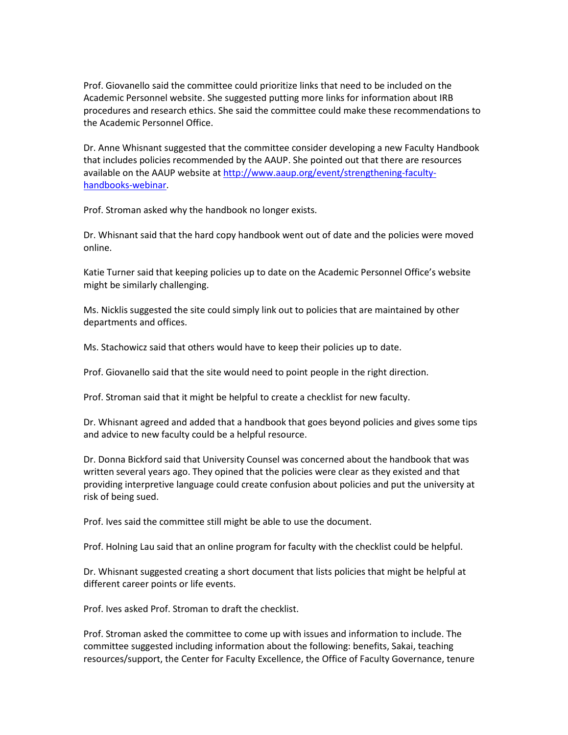Prof. Giovanello said the committee could prioritize links that need to be included on the Academic Personnel website. She suggested putting more links for information about IRB procedures and research ethics. She said the committee could make these recommendations to the Academic Personnel Office.

Dr. Anne Whisnant suggested that the committee consider developing a new Faculty Handbook that includes policies recommended by the AAUP. She pointed out that there are resources available on the AAUP website at [http://www.aaup.org/event/strengthening-faculty-handbooks-webinar](http://www.aaup.org/event/strengthening-faculty-handbooks-webinar).

Prof. Stroman asked why the handbook no longer exists.

Dr. Whisnant said that the hard copy handbook went out of date and the policies were moved online.

Katie Turner said that keeping policies up to date on the Academic Personnel Office's website might be similarly challenging.

Ms. Nicklis suggested the site could simply link out to policies that are maintained by other departments and offices.

Ms. Stachowicz said that others would have to keep their policies up to date.

Prof. Giovanello said that the site would need to point people in the right direction.

Prof. Stroman said that it might be helpful to create a checklist for new faculty.

Dr. Whisnant agreed and added that a handbook that goes beyond policies and gives some tips and advice to new faculty could be a helpful resource.

Dr. Donna Bickford said that University Counsel was concerned about the handbook that was written several years ago. They opined that the policies were clear as they existed and that providing interpretive language could create confusion about policies and put the university at risk of being sued.

Prof. Ives said the committee still might be able to use the document.

Prof. Holning Lau said that an online program for faculty with the checklist could be helpful.

Dr. Whisnant suggested creating a short document that lists policies that might be helpful at different career points or life events.

Prof. Ives asked Prof. Stroman to draft the checklist.

Prof. Stroman asked the committee to come up with issues and information to include. The committee suggested including information about the following: benefits, Sakai, teaching resources/support, the Center for Faculty Excellence, the Office of Faculty Governance, tenure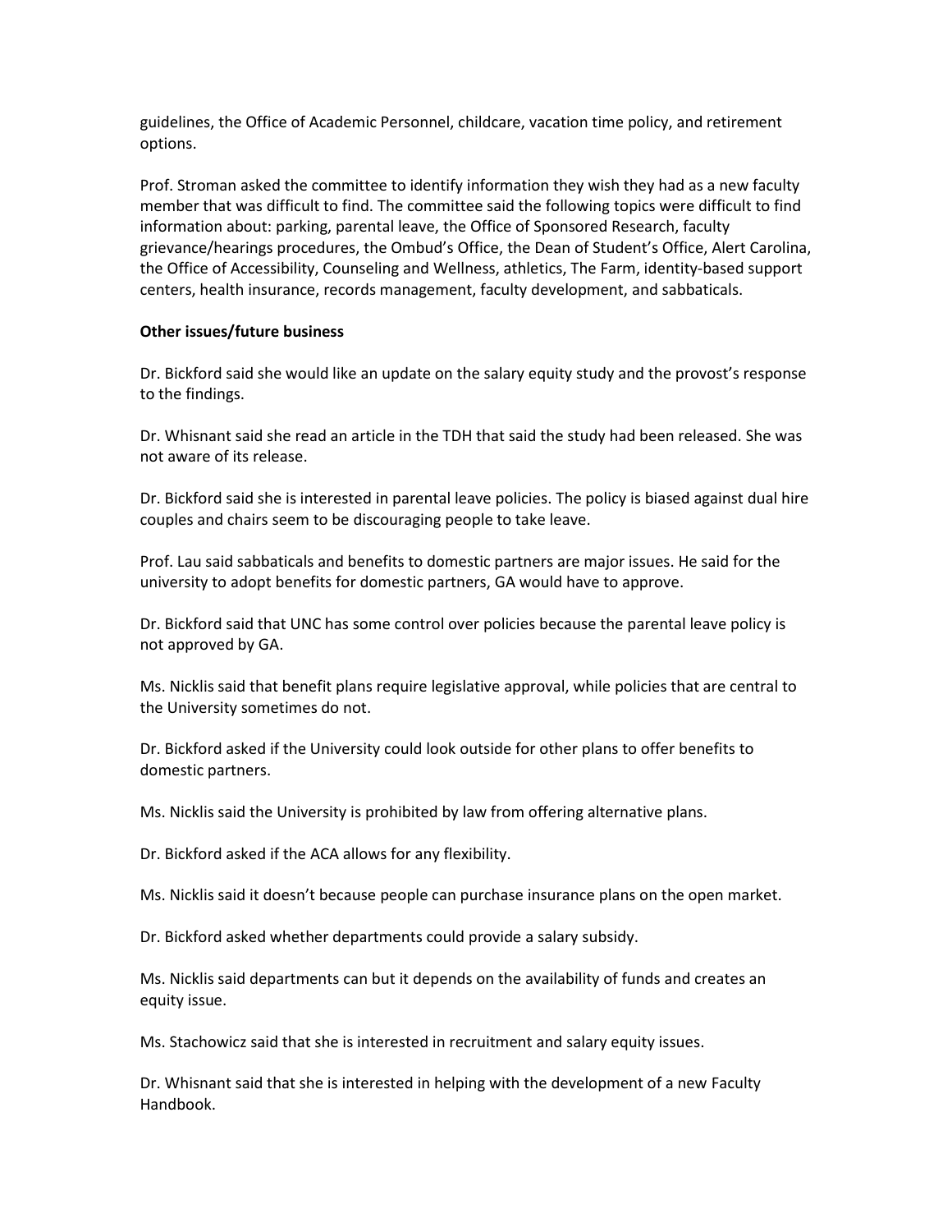guidelines, the Office of Academic Personnel, childcare, vacation time policy, and retirement options.

Prof. Stroman asked the committee to identify information they wish they had as a new faculty member that was difficult to find. The committee said the following topics were difficult to find information about: parking, parental leave, the Office of Sponsored Research, faculty grievance/hearings procedures, the Ombud's Office, the Dean of Student's Office, Alert Carolina, the Office of Accessibility, Counseling and Wellness, athletics, The Farm, identity-based support centers, health insurance, records management, faculty development, and sabbaticals.

**Other issues/future business**

Dr. Bickford said she would like an update on the salary equity study and the provost's response to the findings.

Dr. Whisnant said she read an article in the TDH that said the study had been released. She was not aware of its release.

Dr. Bickford said she is interested in parental leave policies. The policy is biased against dual hire couples and chairs seem to be discouraging people to take leave.

Prof. Lau said sabbaticals and benefits to domestic partners are major issues. He said for the university to adopt benefits for domestic partners, GA would have to approve.

Dr. Bickford said that UNC has some control over policies because the parental leave policy is not approved by GA.

Ms. Nicklis said that benefit plans require legislative approval, while policies that are central to the University sometimes do not.

Dr. Bickford asked if the University could look outside for other plans to offer benefits to domestic partners.

Ms. Nicklis said the University is prohibited by law from offering alternative plans.

Dr. Bickford asked if the ACA allows for any flexibility.

Ms. Nicklis said it doesn't because people can purchase insurance plans on the open market.

Dr. Bickford asked whether departments could provide a salary subsidy.

Ms. Nicklis said departments can but it depends on the availability of funds and creates an equity issue.

Ms. Stachowicz said that she is interested in recruitment and salary equity issues.

Dr. Whisnant said that she is interested in helping with the development of a new Faculty Handbook.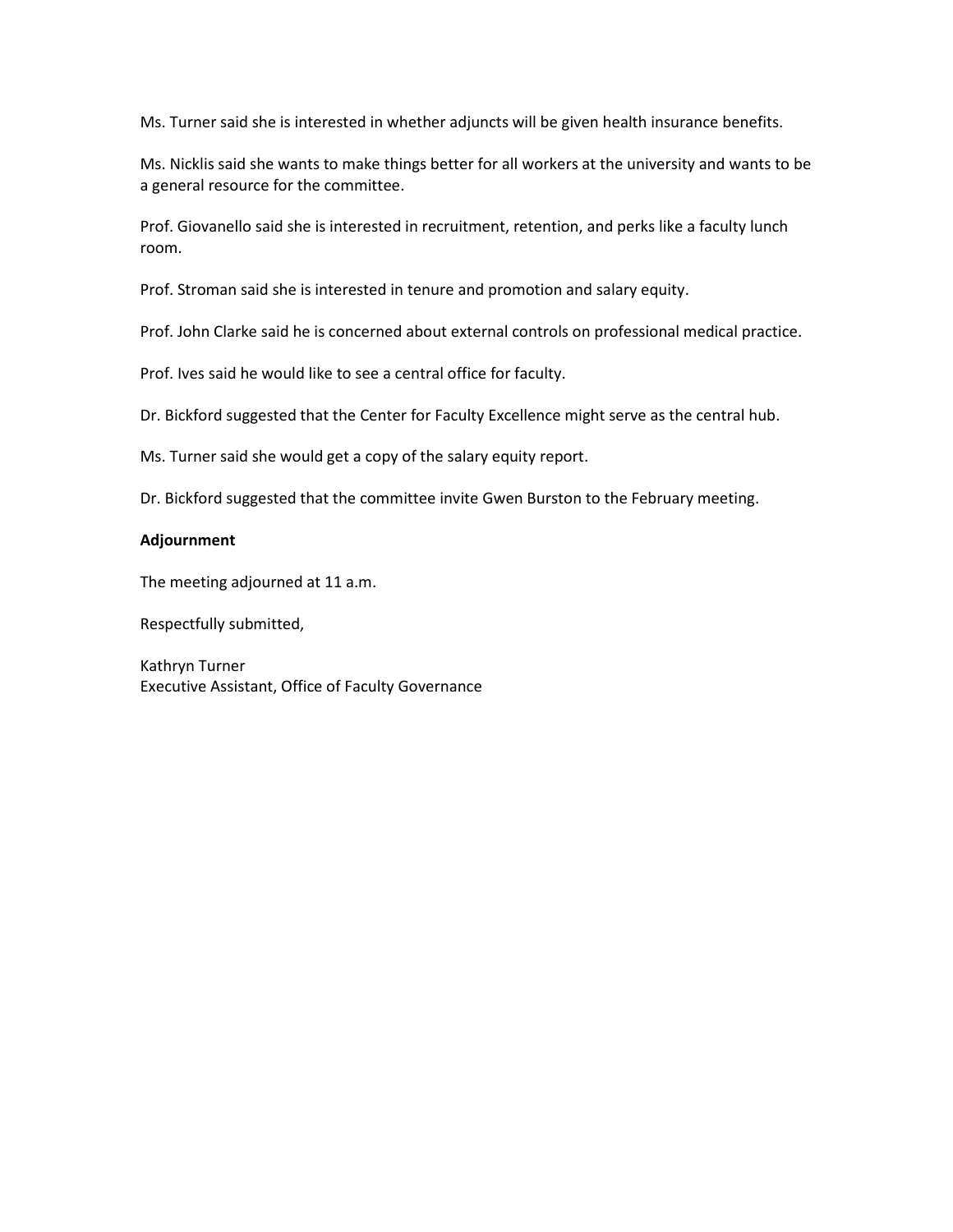Ms. Turner said she is interested in whether adjuncts will be given health insurance benefits.

Ms. Nicklis said she wants to make things better for all workers at the university and wants to be a general resource for the committee.

Prof. Giovanello said she is interested in recruitment, retention, and perks like a faculty lunch room.

Prof. Stroman said she is interested in tenure and promotion and salary equity.

Prof. John Clarke said he is concerned about external controls on professional medical practice.

Prof. Ives said he would like to see a central office for faculty.

Dr. Bickford suggested that the Center for Faculty Excellence might serve as the central hub.

Ms. Turner said she would get a copy of the salary equity report.

Dr. Bickford suggested that the committee invite Gwen Burston to the February meeting.

**Adjournment**

The meeting adjourned at 11 a.m.

Respectfully submitted,

Kathryn Turner
Executive Assistant, Office of Faculty Governance